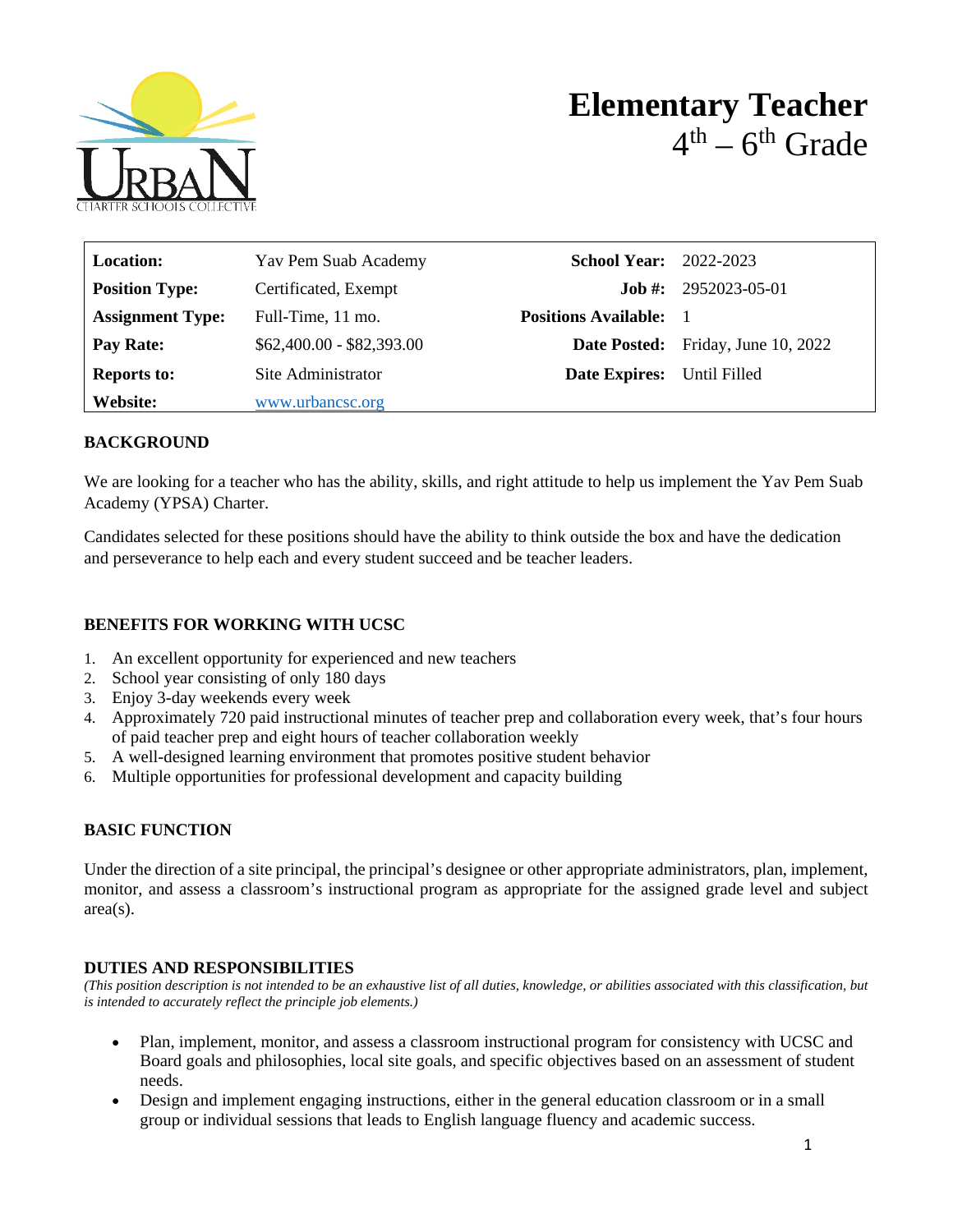# Elementary Teacher
## 4th – 6th Grade

| | | | |
|---|---|---|---|
| **Location:** | Yav Pem Suab Academy | **School Year:** | 2022-2023 |
| **Position Type:** | Certificated, Exempt | **Job #:** | 2952023-05-01 |
| **Assignment Type:** | Full-Time, 11 mo. | **Positions Available:** | 1 |
| **Pay Rate:** | $62,400.00 - $82,393.00 | **Date Posted:** | Friday, June 10, 2022 |
| **Reports to:** | Site Administrator | **Date Expires:** | Until Filled |
| **Website:** | www.urbancsc.org | | |

### BACKGROUND

We are looking for a teacher who has the ability, skills, and right attitude to help us implement the Yav Pem Suab Academy (YPSA) Charter.

Candidates selected for these positions should have the ability to think outside the box and have the dedication and perseverance to help each and every student succeed and be teacher leaders.

### BENEFITS FOR WORKING WITH UCSC

1. An excellent opportunity for experienced and new teachers
2. School year consisting of only 180 days
3. Enjoy 3-day weekends every week
4. Approximately 720 paid instructional minutes of teacher prep and collaboration every week, that's four hours of paid teacher prep and eight hours of teacher collaboration weekly
5. A well-designed learning environment that promotes positive student behavior
6. Multiple opportunities for professional development and capacity building

### BASIC FUNCTION

Under the direction of a site principal, the principal's designee or other appropriate administrators, plan, implement, monitor, and assess a classroom's instructional program as appropriate for the assigned grade level and subject area(s).

### DUTIES AND RESPONSIBILITIES

*(This position description is not intended to be an exhaustive list of all duties, knowledge, or abilities associated with this classification, but is intended to accurately reflect the principle job elements.)*

- Plan, implement, monitor, and assess a classroom instructional program for consistency with UCSC and Board goals and philosophies, local site goals, and specific objectives based on an assessment of student needs.
- Design and implement engaging instructions, either in the general education classroom or in a small group or individual sessions that leads to English language fluency and academic success.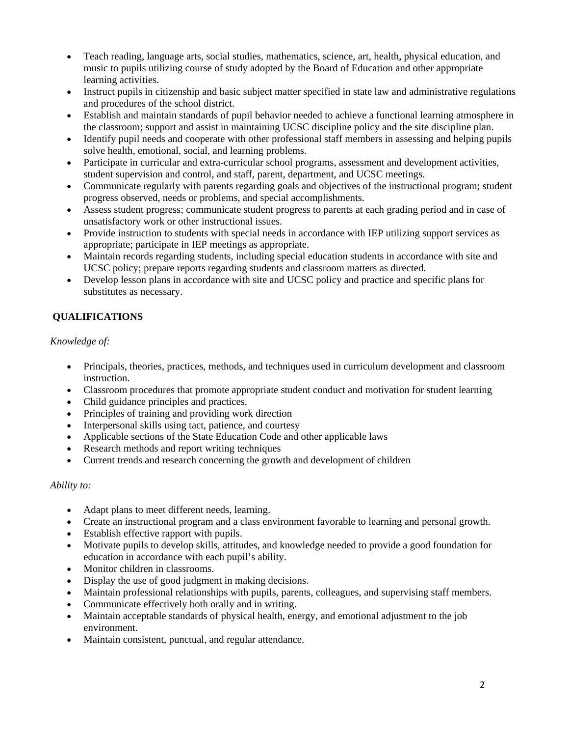- Teach reading, language arts, social studies, mathematics, science, art, health, physical education, and music to pupils utilizing course of study adopted by the Board of Education and other appropriate learning activities.
- Instruct pupils in citizenship and basic subject matter specified in state law and administrative regulations and procedures of the school district.
- Establish and maintain standards of pupil behavior needed to achieve a functional learning atmosphere in the classroom; support and assist in maintaining UCSC discipline policy and the site discipline plan.
- Identify pupil needs and cooperate with other professional staff members in assessing and helping pupils solve health, emotional, social, and learning problems.
- Participate in curricular and extra-curricular school programs, assessment and development activities, student supervision and control, and staff, parent, department, and UCSC meetings.
- Communicate regularly with parents regarding goals and objectives of the instructional program; student progress observed, needs or problems, and special accomplishments.
- Assess student progress; communicate student progress to parents at each grading period and in case of unsatisfactory work or other instructional issues.
- Provide instruction to students with special needs in accordance with IEP utilizing support services as appropriate; participate in IEP meetings as appropriate.
- Maintain records regarding students, including special education students in accordance with site and UCSC policy; prepare reports regarding students and classroom matters as directed.
- Develop lesson plans in accordance with site and UCSC policy and practice and specific plans for substitutes as necessary.

## QUALIFICATIONS

*Knowledge of:*

- Principals, theories, practices, methods, and techniques used in curriculum development and classroom instruction.
- Classroom procedures that promote appropriate student conduct and motivation for student learning
- Child guidance principles and practices.
- Principles of training and providing work direction
- Interpersonal skills using tact, patience, and courtesy
- Applicable sections of the State Education Code and other applicable laws
- Research methods and report writing techniques
- Current trends and research concerning the growth and development of children

*Ability to:*

- Adapt plans to meet different needs, learning.
- Create an instructional program and a class environment favorable to learning and personal growth.
- Establish effective rapport with pupils.
- Motivate pupils to develop skills, attitudes, and knowledge needed to provide a good foundation for education in accordance with each pupil's ability.
- Monitor children in classrooms.
- Display the use of good judgment in making decisions.
- Maintain professional relationships with pupils, parents, colleagues, and supervising staff members.
- Communicate effectively both orally and in writing.
- Maintain acceptable standards of physical health, energy, and emotional adjustment to the job environment.
- Maintain consistent, punctual, and regular attendance.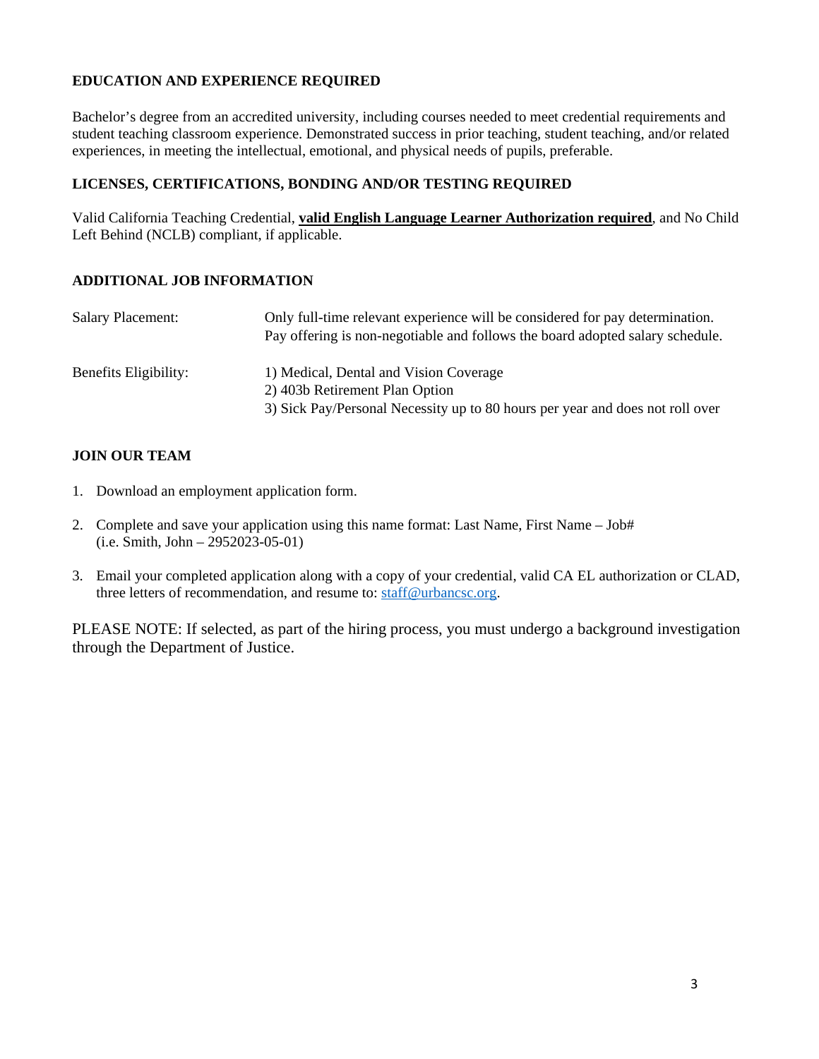## EDUCATION AND EXPERIENCE REQUIRED

Bachelor's degree from an accredited university, including courses needed to meet credential requirements and student teaching classroom experience. Demonstrated success in prior teaching, student teaching, and/or related experiences, in meeting the intellectual, emotional, and physical needs of pupils, preferable.

## LICENSES, CERTIFICATIONS, BONDING AND/OR TESTING REQUIRED

Valid California Teaching Credential, **valid English Language Learner Authorization required**, and No Child Left Behind (NCLB) compliant, if applicable.

## ADDITIONAL JOB INFORMATION

| | |
|---|---|
| Salary Placement: | Only full-time relevant experience will be considered for pay determination. Pay offering is non-negotiable and follows the board adopted salary schedule. |
| Benefits Eligibility: | 1) Medical, Dental and Vision Coverage<br>2) 403b Retirement Plan Option<br>3) Sick Pay/Personal Necessity up to 80 hours per year and does not roll over |

## JOIN OUR TEAM

1. Download an employment application form.
2. Complete and save your application using this name format: Last Name, First Name – Job# (i.e. Smith, John – 2952023-05-01)
3. Email your completed application along with a copy of your credential, valid CA EL authorization or CLAD, three letters of recommendation, and resume to: staff@urbancsc.org.

PLEASE NOTE: If selected, as part of the hiring process, you must undergo a background investigation through the Department of Justice.